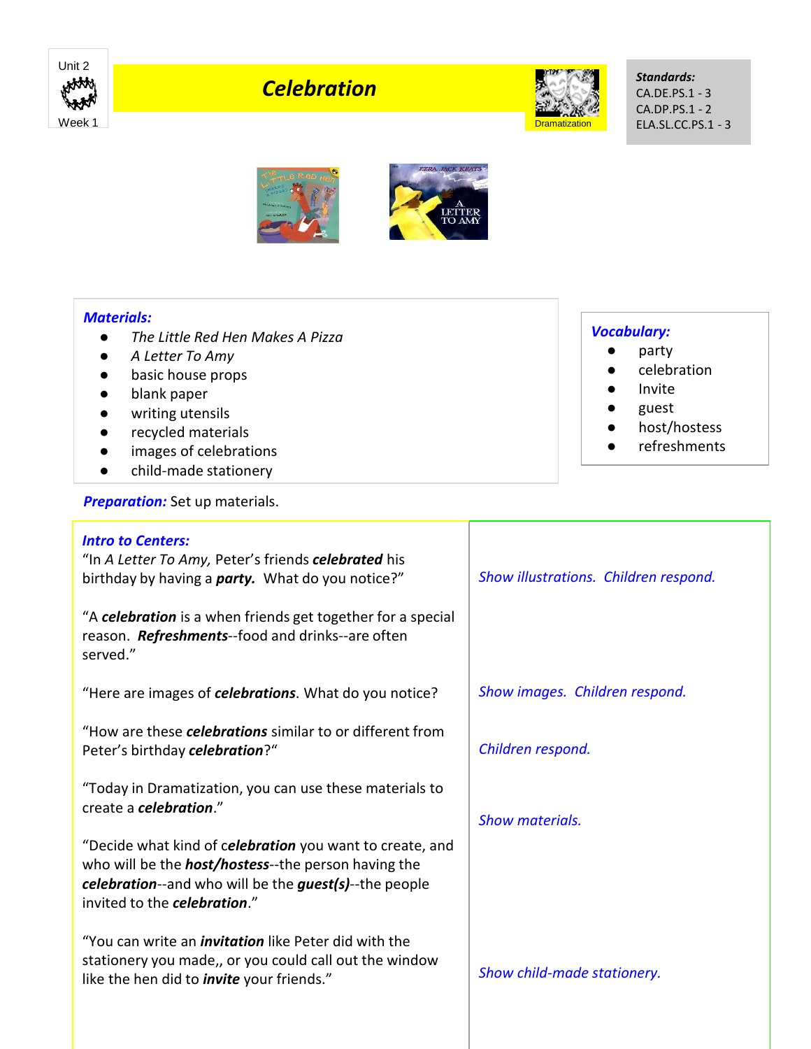Unit 2

Week 1

# Celebration

Dramatization

***Standards:***
CA.DE.PS.1 - 3
CA.DP.PS.1 - 2
ELA.SL.CC.PS.1 - 3

***Materials:***

- *The Little Red Hen Makes A Pizza*
- *A Letter To Amy*
- basic house props
- blank paper
- writing utensils
- recycled materials
- images of celebrations
- child-made stationery

***Vocabulary:***

- party
- celebration
- Invite
- guest
- host/hostess
- refreshments

***Preparation:*** Set up materials.

| ***Intro to Centers:*** | |
|---|---|
| "In *A Letter To Amy,* Peter's friends ***celebrated*** his birthday by having a ***party.*** What do you notice?" | *Show illustrations. Children respond.* |
| "A ***celebration*** is a when friends get together for a special reason. ***Refreshments***--food and drinks--are often served." | |
| "Here are images of ***celebrations***. What do you notice? | *Show images. Children respond.* |
| "How are these ***celebrations*** similar to or different from Peter's birthday ***celebration***?" | *Children respond.* |
| "Today in Dramatization, you can use these materials to create a ***celebration***." | *Show materials.* |
| "Decide what kind of c***elebration*** you want to create, and who will be the ***host/hostess***--the person having the ***celebration***--and who will be the ***guest(s)***--the people invited to the ***celebration***." | |
| "You can write an ***invitation*** like Peter did with the stationery you made,, or you could call out the window like the hen did to ***invite*** your friends." | *Show child-made stationery.* |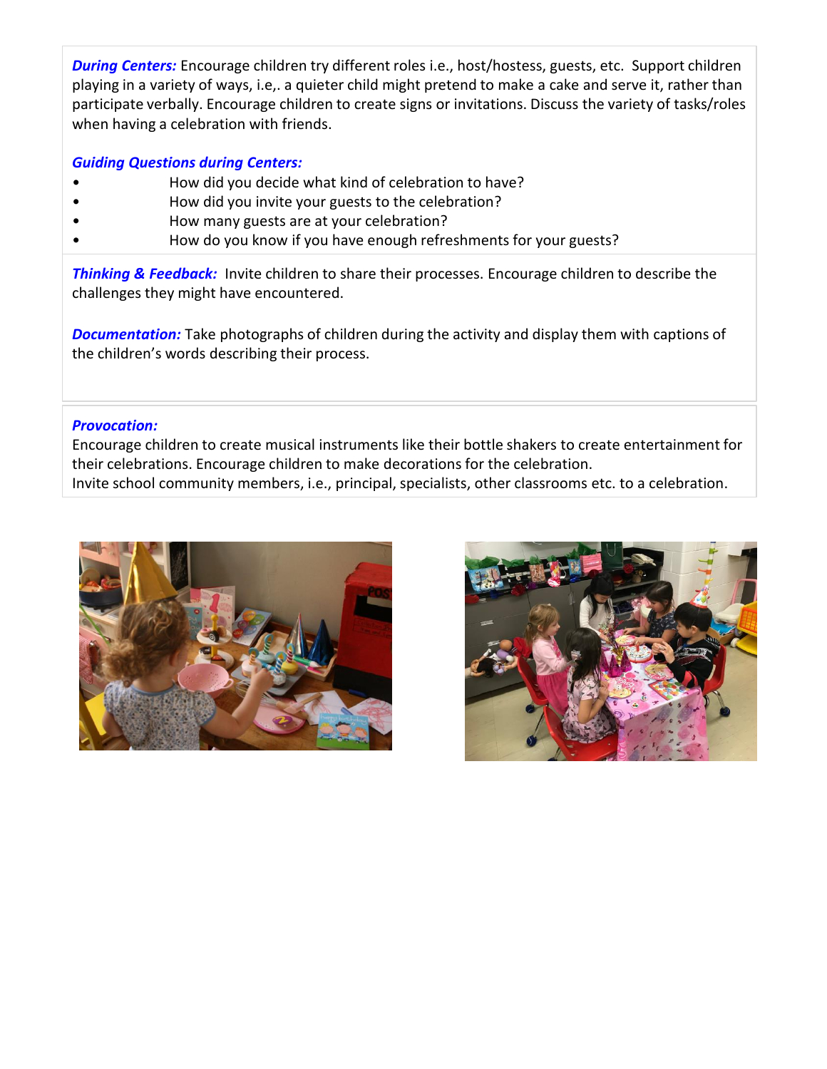***During Centers:*** Encourage children try different roles i.e., host/hostess, guests, etc. Support children playing in a variety of ways, i.e,. a quieter child might pretend to make a cake and serve it, rather than participate verbally. Encourage children to create signs or invitations. Discuss the variety of tasks/roles when having a celebration with friends.

***Guiding Questions during Centers:***

- How did you decide what kind of celebration to have?
- How did you invite your guests to the celebration?
- How many guests are at your celebration?
- How do you know if you have enough refreshments for your guests?

***Thinking & Feedback:*** Invite children to share their processes. Encourage children to describe the challenges they might have encountered.

***Documentation:*** Take photographs of children during the activity and display them with captions of the children's words describing their process.

***Provocation:***

Encourage children to create musical instruments like their bottle shakers to create entertainment for their celebrations. Encourage children to make decorations for the celebration.
Invite school community members, i.e., principal, specialists, other classrooms etc. to a celebration.